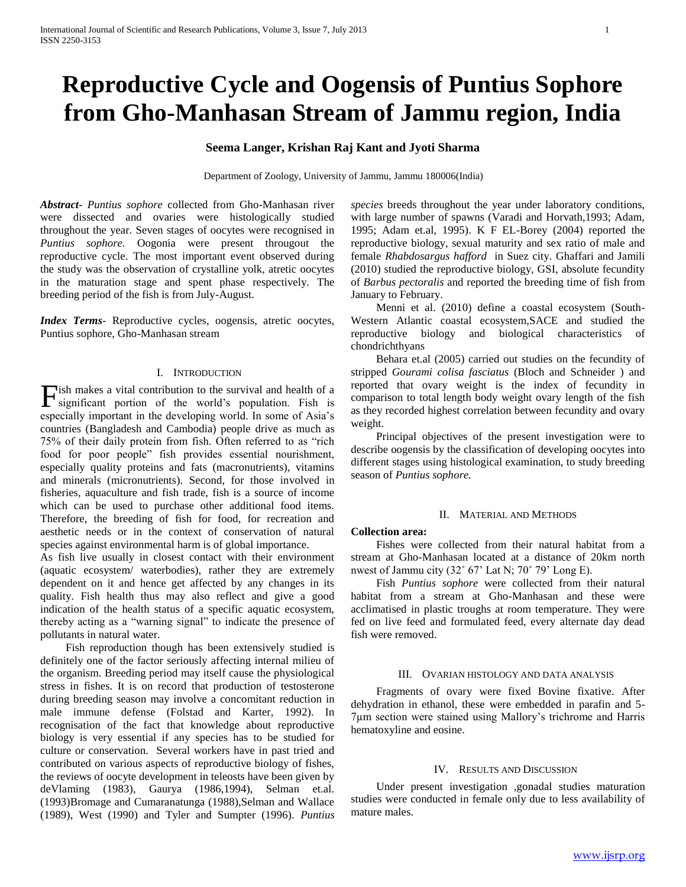# Reproductive Cycle and Oogensis of Puntius Sophore from Gho-Manhasan Stream of Jammu region, India

**Seema Langer, Krishan Raj Kant and Jyoti Sharma**

Department of Zoology, University of Jammu, Jammu 180006(India)

***Abstract-*** *Puntius sophore* collected from Gho-Manhasan river were dissected and ovaries were histologically studied throughout the year. Seven stages of oocytes were recognised in *Puntius sophore*. Oogonia were present througout the reproductive cycle. The most important event observed during the study was the observation of crystalline yolk, atretic oocytes in the maturation stage and spent phase respectively. The breeding period of the fish is from July-August.

***Index Terms*-** Reproductive cycles, oogensis, atretic oocytes, Puntius sophore, Gho-Manhasan stream

## I. Introduction

Fish makes a vital contribution to the survival and health of a significant portion of the world's population. Fish is especially important in the developing world. In some of Asia's countries (Bangladesh and Cambodia) people drive as much as 75% of their daily protein from fish. Often referred to as "rich food for poor people" fish provides essential nourishment, especially quality proteins and fats (macronutrients), vitamins and minerals (micronutrients). Second, for those involved in fisheries, aquaculture and fish trade, fish is a source of income which can be used to purchase other additional food items. Therefore, the breeding of fish for food, for recreation and aesthetic needs or in the context of conservation of natural species against environmental harm is of global importance.

As fish live usually in closest contact with their environment (aquatic ecosystem/ waterbodies), rather they are extremely dependent on it and hence get affected by any changes in its quality. Fish health thus may also reflect and give a good indication of the health status of a specific aquatic ecosystem, thereby acting as a "warning signal" to indicate the presence of pollutants in natural water.

Fish reproduction though has been extensively studied is definitely one of the factor seriously affecting internal milieu of the organism. Breeding period may itself cause the physiological stress in fishes. It is on record that production of testosterone during breeding season may involve a concomitant reduction in male immune defense (Folstad and Karter, 1992). In recognisation of the fact that knowledge about reproductive biology is very essential if any species has to be studied for culture or conservation. Several workers have in past tried and contributed on various aspects of reproductive biology of fishes, the reviews of oocyte development in teleosts have been given by deVlaming (1983), Gaurya (1986,1994), Selman et.al. (1993)Bromage and Cumaranatunga (1988),Selman and Wallace (1989), West (1990) and Tyler and Sumpter (1996). *Puntius species* breeds throughout the year under laboratory conditions, with large number of spawns (Varadi and Horvath,1993; Adam, 1995; Adam et.al, 1995). K F EL-Borey (2004) reported the reproductive biology, sexual maturity and sex ratio of male and female *Rhabdosargus hafford* in Suez city. Ghaffari and Jamili (2010) studied the reproductive biology, GSI, absolute fecundity of *Barbus pectoralis* and reported the breeding time of fish from January to February.

Menni et al. (2010) define a coastal ecosystem (South-Western Atlantic coastal ecosystem,SACE and studied the reproductive biology and biological characteristics of chondrichthyans

Behara et.al (2005) carried out studies on the fecundity of stripped *Gourami colisa fasciatus* (Bloch and Schneider ) and reported that ovary weight is the index of fecundity in comparison to total length body weight ovary length of the fish as they recorded highest correlation between fecundity and ovary weight.

Principal objectives of the present investigation were to describe oogensis by the classification of developing oocytes into different stages using histological examination, to study breeding season of *Puntius sophore.*

## II. Material and Methods

**Collection area:**

Fishes were collected from their natural habitat from a stream at Gho-Manhasan located at a distance of 20km north nwest of Jammu city (32˚ 67' Lat N; 70˚ 79' Long E).

Fish *Puntius sophore* were collected from their natural habitat from a stream at Gho-Manhasan and these were acclimatised in plastic troughs at room temperature. They were fed on live feed and formulated feed, every alternate day dead fish were removed.

## III. Ovarian histology and data analysis

Fragments of ovary were fixed Bovine fixative. After dehydration in ethanol, these were embedded in parafin and 5-7μm section were stained using Mallory's trichrome and Harris hematoxyline and eosine.

## IV. Results and Discussion

Under present investigation ,gonadal studies maturation studies were conducted in female only due to less availability of mature males.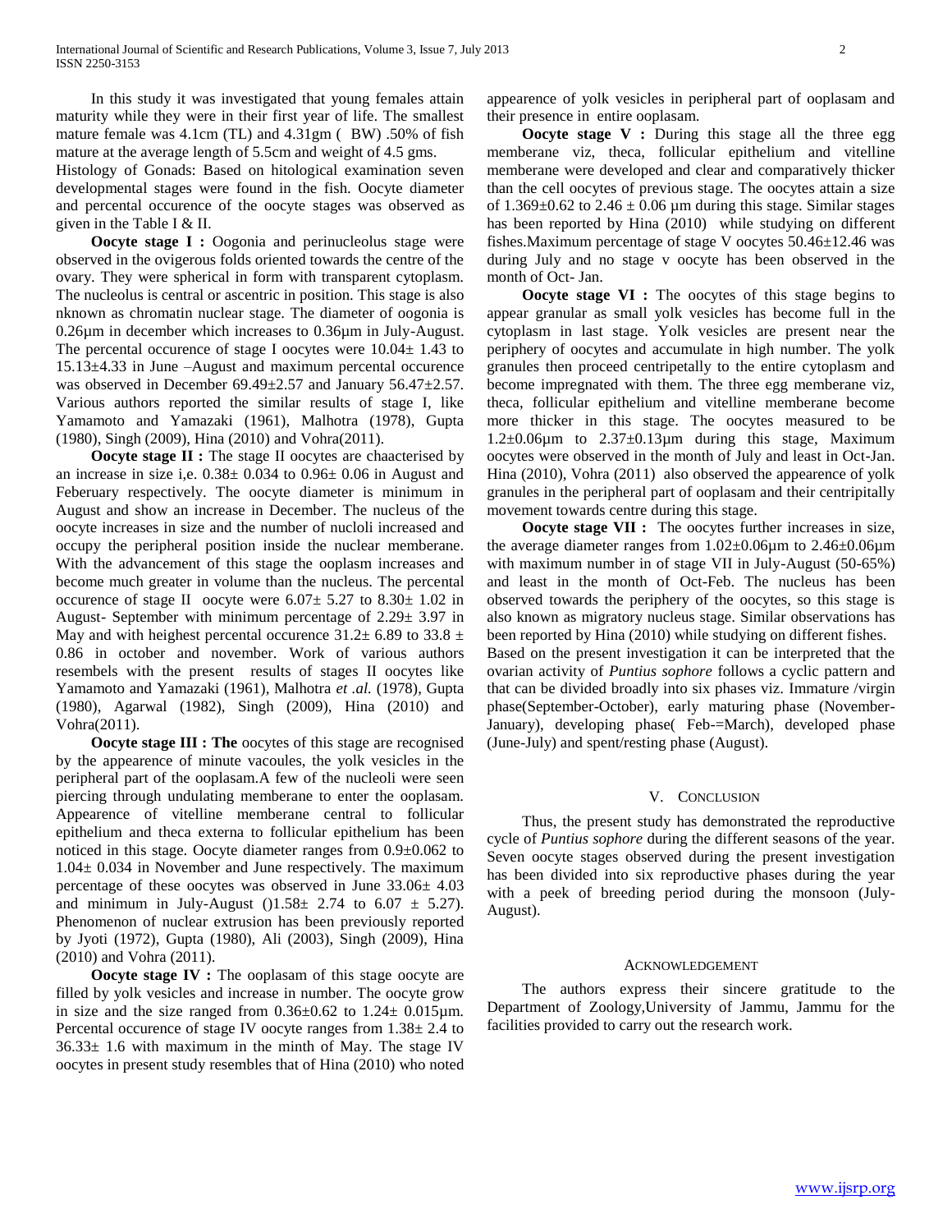In this study it was investigated that young females attain maturity while they were in their first year of life. The smallest mature female was 4.1cm (TL) and 4.31gm ( BW) .50% of fish mature at the average length of 5.5cm and weight of 4.5 gms.

Histology of Gonads: Based on hitological examination seven developmental stages were found in the fish. Oocyte diameter and percental occurence of the oocyte stages was observed as given in the Table I & II.

**Oocyte stage I :** Oogonia and perinucleolus stage were observed in the ovigerous folds oriented towards the centre of the ovary. They were spherical in form with transparent cytoplasm. The nucleolus is central or ascentric in position. This stage is also nknown as chromatin nuclear stage. The diameter of oogonia is 0.26µm in december which increases to 0.36µm in July-August. The percental occurence of stage I oocytes were 10.04± 1.43 to 15.13±4.33 in June –August and maximum percental occurence was observed in December 69.49±2.57 and January 56.47±2.57. Various authors reported the similar results of stage I, like Yamamoto and Yamazaki (1961), Malhotra (1978), Gupta (1980), Singh (2009), Hina (2010) and Vohra(2011).

**Oocyte stage II :** The stage II oocytes are chaacterised by an increase in size i,e. 0.38± 0.034 to 0.96± 0.06 in August and Feberuary respectively. The oocyte diameter is minimum in August and show an increase in December. The nucleus of the oocyte increases in size and the number of nucloli increased and occupy the peripheral position inside the nuclear memberane. With the advancement of this stage the ooplasm increases and become much greater in volume than the nucleus. The percental occurence of stage II oocyte were 6.07± 5.27 to 8.30± 1.02 in August- September with minimum percentage of 2.29± 3.97 in May and with heighest percental occurence 31.2± 6.89 to 33.8 ± 0.86 in october and november. Work of various authors resembels with the present results of stages II oocytes like Yamamoto and Yamazaki (1961), Malhotra *et .al.* (1978), Gupta (1980), Agarwal (1982), Singh (2009), Hina (2010) and Vohra(2011).

**Oocyte stage III : The** oocytes of this stage are recognised by the appearence of minute vacoules, the yolk vesicles in the peripheral part of the ooplasam.A few of the nucleoli were seen piercing through undulating memberane to enter the ooplasam. Appearence of vitelline memberane central to follicular epithelium and theca externa to follicular epithelium has been noticed in this stage. Oocyte diameter ranges from 0.9±0.062 to 1.04± 0.034 in November and June respectively. The maximum percentage of these oocytes was observed in June 33.06± 4.03 and minimum in July-August ()1.58± 2.74 to 6.07 ± 5.27). Phenomenon of nuclear extrusion has been previously reported by Jyoti (1972), Gupta (1980), Ali (2003), Singh (2009), Hina (2010) and Vohra (2011).

**Oocyte stage IV :** The ooplasam of this stage oocyte are filled by yolk vesicles and increase in number. The oocyte grow in size and the size ranged from 0.36±0.62 to 1.24± 0.015µm. Percental occurence of stage IV oocyte ranges from 1.38± 2.4 to 36.33± 1.6 with maximum in the minth of May. The stage IV oocytes in present study resembles that of Hina (2010) who noted appearence of yolk vesicles in peripheral part of ooplasam and their presence in entire ooplasam.

**Oocyte stage V :** During this stage all the three egg memberane viz, theca, follicular epithelium and vitelline memberane were developed and clear and comparatively thicker than the cell oocytes of previous stage. The oocytes attain a size of 1.369±0.62 to 2.46 ± 0.06 µm during this stage. Similar stages has been reported by Hina (2010) while studying on different fishes.Maximum percentage of stage V oocytes 50.46±12.46 was during July and no stage v oocyte has been observed in the month of Oct- Jan.

**Oocyte stage VI :** The oocytes of this stage begins to appear granular as small yolk vesicles has become full in the cytoplasm in last stage. Yolk vesicles are present near the periphery of oocytes and accumulate in high number. The yolk granules then proceed centripetally to the entire cytoplasm and become impregnated with them. The three egg memberane viz, theca, follicular epithelium and vitelline memberane become more thicker in this stage. The oocytes measured to be 1.2±0.06µm to 2.37±0.13µm during this stage, Maximum oocytes were observed in the month of July and least in Oct-Jan. Hina (2010), Vohra (2011) also observed the appearence of yolk granules in the peripheral part of ooplasam and their centripitally movement towards centre during this stage.

**Oocyte stage VII :** The oocytes further increases in size, the average diameter ranges from 1.02±0.06µm to 2.46±0.06µm with maximum number in of stage VII in July-August (50-65%) and least in the month of Oct-Feb. The nucleus has been observed towards the periphery of the oocytes, so this stage is also known as migratory nucleus stage. Similar observations has been reported by Hina (2010) while studying on different fishes.

Based on the present investigation it can be interpreted that the ovarian activity of *Puntius sophore* follows a cyclic pattern and that can be divided broadly into six phases viz. Immature /virgin phase(September-October), early maturing phase (November-January), developing phase( Feb-=March), developed phase (June-July) and spent/resting phase (August).

## V. Conclusion

Thus, the present study has demonstrated the reproductive cycle of *Puntius sophore* during the different seasons of the year. Seven oocyte stages observed during the present investigation has been divided into six reproductive phases during the year with a peek of breeding period during the monsoon (July-August).

## Acknowledgement

The authors express their sincere gratitude to the Department of Zoology,University of Jammu, Jammu for the facilities provided to carry out the research work.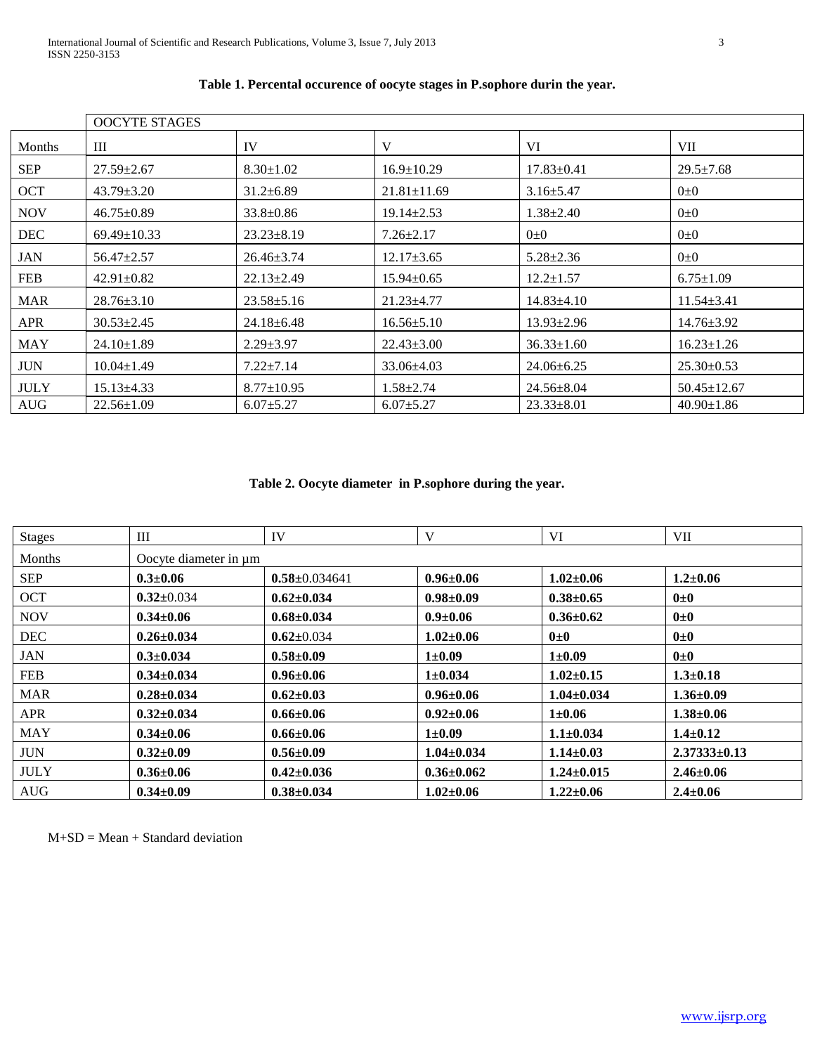**Table 1. Percental occurence of oocyte stages in P.sophore durin the year.**

| | OOCYTE STAGES | | | | |
|---|---|---|---|---|---|
| Months | III | IV | V | VI | VII |
| SEP | 27.59±2.67 | 8.30±1.02 | 16.9±10.29 | 17.83±0.41 | 29.5±7.68 |
| OCT | 43.79±3.20 | 31.2±6.89 | 21.81±11.69 | 3.16±5.47 | 0±0 |
| NOV | 46.75±0.89 | 33.8±0.86 | 19.14±2.53 | 1.38±2.40 | 0±0 |
| DEC | 69.49±10.33 | 23.23±8.19 | 7.26±2.17 | 0±0 | 0±0 |
| JAN | 56.47±2.57 | 26.46±3.74 | 12.17±3.65 | 5.28±2.36 | 0±0 |
| FEB | 42.91±0.82 | 22.13±2.49 | 15.94±0.65 | 12.2±1.57 | 6.75±1.09 |
| MAR | 28.76±3.10 | 23.58±5.16 | 21.23±4.77 | 14.83±4.10 | 11.54±3.41 |
| APR | 30.53±2.45 | 24.18±6.48 | 16.56±5.10 | 13.93±2.96 | 14.76±3.92 |
| MAY | 24.10±1.89 | 2.29±3.97 | 22.43±3.00 | 36.33±1.60 | 16.23±1.26 |
| JUN | 10.04±1.49 | 7.22±7.14 | 33.06±4.03 | 24.06±6.25 | 25.30±0.53 |
| JULY | 15.13±4.33 | 8.77±10.95 | 1.58±2.74 | 24.56±8.04 | 50.45±12.67 |
| AUG | 22.56±1.09 | 6.07±5.27 | 6.07±5.27 | 23.33±8.01 | 40.90±1.86 |

**Table 2. Oocyte diameter in P.sophore during the year.**

| Stages | III | IV | V | VI | VII |
|---|---|---|---|---|---|
| Months | Oocyte diameter in µm | | | | |
| SEP | **0.3±0.06** | **0.58**±0.034641 | **0.96±0.06** | **1.02±0.06** | **1.2±0.06** |
| OCT | **0.32**±0.034 | **0.62±0.034** | **0.98±0.09** | **0.38±0.65** | **0±0** |
| NOV | **0.34±0.06** | **0.68±0.034** | **0.9±0.06** | **0.36±0.62** | **0±0** |
| DEC | **0.26±0.034** | **0.62**±0.034 | **1.02±0.06** | **0±0** | **0±0** |
| JAN | **0.3±0.034** | **0.58±0.09** | **1±0.09** | **1±0.09** | **0±0** |
| FEB | **0.34±0.034** | **0.96±0.06** | **1±0.034** | **1.02±0.15** | **1.3±0.18** |
| MAR | **0.28±0.034** | **0.62±0.03** | **0.96±0.06** | **1.04±0.034** | **1.36±0.09** |
| APR | **0.32±0.034** | **0.66±0.06** | **0.92±0.06** | **1±0.06** | **1.38±0.06** |
| MAY | **0.34±0.06** | **0.66±0.06** | **1±0.09** | **1.1±0.034** | **1.4±0.12** |
| JUN | **0.32±0.09** | **0.56±0.09** | **1.04±0.034** | **1.14±0.03** | **2.37333±0.13** |
| JULY | **0.36±0.06** | **0.42±0.036** | **0.36±0.062** | **1.24±0.015** | **2.46±0.06** |
| AUG | **0.34±0.09** | **0.38±0.034** | **1.02±0.06** | **1.22±0.06** | **2.4±0.06** |

M+SD = Mean + Standard deviation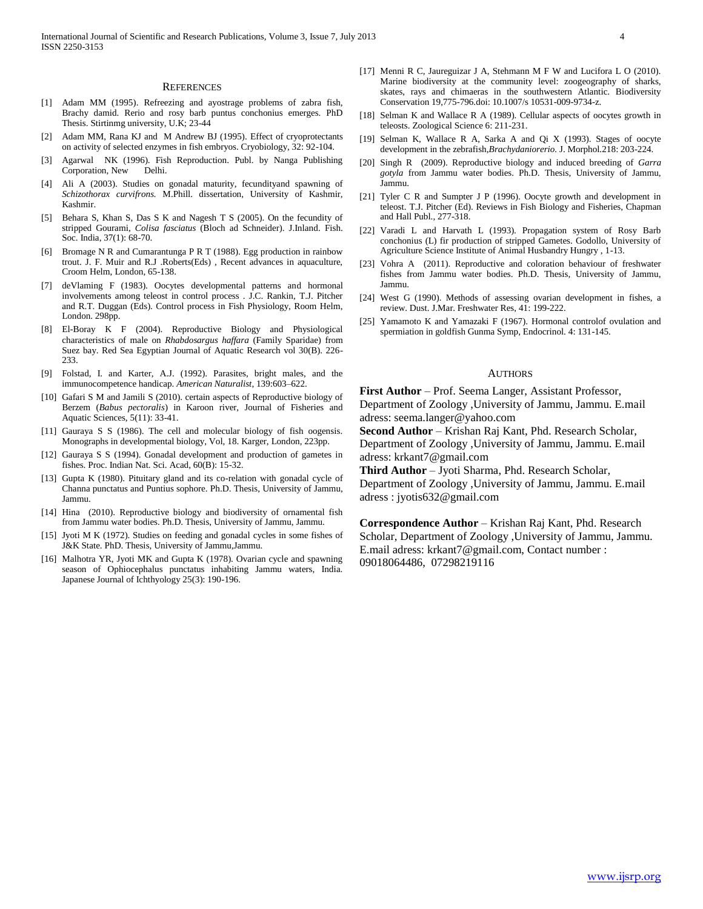## REFERENCES

[1] Adam MM (1995). Refreezing and ayostrage problems of zabra fish, Brachy damid. Rerio and rosy barb puntus conchonius emerges. PhD Thesis. Stirtinmg university, U.K; 23-44

[2] Adam MM, Rana KJ and M Andrew BJ (1995). Effect of cryoprotectants on activity of selected enzymes in fish embryos. Cryobiology, 32: 92-104.

[3] Agarwal NK (1996). Fish Reproduction. Publ. by Nanga Publishing Corporation, New Delhi.

[4] Ali A (2003). Studies on gonadal maturity, fecundityand spawning of *Schizothorax curvifrons.* M.Phill. dissertation, University of Kashmir, Kashmir.

[5] Behara S, Khan S, Das S K and Nagesh T S (2005). On the fecundity of stripped Gourami, *Colisa fasciatus* (Bloch ad Schneider). J.Inland. Fish. Soc. India, 37(1): 68-70.

[6] Bromage N R and Cumarantunga P R T (1988). Egg production in rainbow trout. J. F. Muir and R.J .Roberts(Eds) , Recent advances in aquaculture, Croom Helm, London, 65-138.

[7] deVlaming F (1983). Oocytes developmental patterns and hormonal involvements among teleost in control process . J.C. Rankin, T.J. Pitcher and R.T. Duggan (Eds). Control process in Fish Physiology, Room Helm, London. 298pp.

[8] El-Boray K F (2004). Reproductive Biology and Physiological characteristics of male on *Rhabdosargus haffara* (Family Sparidae) from Suez bay. Red Sea Egyptian Journal of Aquatic Research vol 30(B). 226-233.

[9] Folstad, I. and Karter, A.J. (1992). Parasites, bright males, and the immunocompetence handicap. *American Naturalist*, 139:603–622.

[10] Gafari S M and Jamili S (2010). certain aspects of Reproductive biology of Berzem (*Babus pectoralis*) in Karoon river, Journal of Fisheries and Aquatic Sciences, 5(11): 33-41.

[11] Gauraya S S (1986). The cell and molecular biology of fish oogensis. Monographs in developmental biology, Vol, 18. Karger, London, 223pp.

[12] Gauraya S S (1994). Gonadal development and production of gametes in fishes. Proc. Indian Nat. Sci. Acad, 60(B): 15-32.

[13] Gupta K (1980). Pituitary gland and its co-relation with gonadal cycle of Channa punctatus and Puntius sophore. Ph.D. Thesis, University of Jammu, Jammu.

[14] Hina (2010). Reproductive biology and biodiversity of ornamental fish from Jammu water bodies. Ph.D. Thesis, University of Jammu, Jammu.

[15] Jyoti M K (1972). Studies on feeding and gonadal cycles in some fishes of J&K State. PhD. Thesis, University of Jammu,Jammu.

[16] Malhotra YR, Jyoti MK and Gupta K (1978). Ovarian cycle and spawning season of Ophiocephalus punctatus inhabiting Jammu waters, India. Japanese Journal of Ichthyology 25(3): 190-196.

[17] Menni R C, Jaureguizar J A, Stehmann M F W and Lucifora L O (2010). Marine biodiversity at the community level: zoogeography of sharks, skates, rays and chimaeras in the southwestern Atlantic. Biodiversity Conservation 19,775-796.doi: 10.1007/s 10531-009-9734-z.

[18] Selman K and Wallace R A (1989). Cellular aspects of oocytes growth in teleosts. Zoological Science 6: 211-231.

[19] Selman K, Wallace R A, Sarka A and Qi X (1993). Stages of oocyte development in the zebrafish,*Brachydaniorerio.* J. Morphol.218: 203-224.

[20] Singh R (2009). Reproductive biology and induced breeding of *Garra gotyla* from Jammu water bodies. Ph.D. Thesis, University of Jammu, Jammu.

[21] Tyler C R and Sumpter J P (1996). Oocyte growth and development in teleost. T.J. Pitcher (Ed). Reviews in Fish Biology and Fisheries, Chapman and Hall Publ., 277-318.

[22] Varadi L and Harvath L (1993). Propagation system of Rosy Barb conchonius (L) fir production of stripped Gametes. Godollo, University of Agriculture Science Institute of Animal Husbandry Hungry , 1-13.

[23] Vohra A (2011). Reproductive and coloration behaviour of freshwater fishes from Jammu water bodies. Ph.D. Thesis, University of Jammu, Jammu.

[24] West G (1990). Methods of assessing ovarian development in fishes, a review. Dust. J.Mar. Freshwater Res, 41: 199-222.

[25] Yamamoto K and Yamazaki F (1967). Hormonal controlof ovulation and spermiation in goldfish Gunma Symp, Endocrinol. 4: 131-145.

## AUTHORS

**First Author** – Prof. Seema Langer, Assistant Professor, Department of Zoology ,University of Jammu, Jammu. E.mail adress: seema.langer@yahoo.com

**Second Author** – Krishan Raj Kant, Phd. Research Scholar, Department of Zoology ,University of Jammu, Jammu. E.mail adress: krkant7@gmail.com

**Third Author** – Jyoti Sharma, Phd. Research Scholar, Department of Zoology ,University of Jammu, Jammu. E.mail adress : jyotis632@gmail.com

**Correspondence Author** – Krishan Raj Kant, Phd. Research Scholar, Department of Zoology ,University of Jammu, Jammu. E.mail adress: krkant7@gmail.com, Contact number : 09018064486, 07298219116